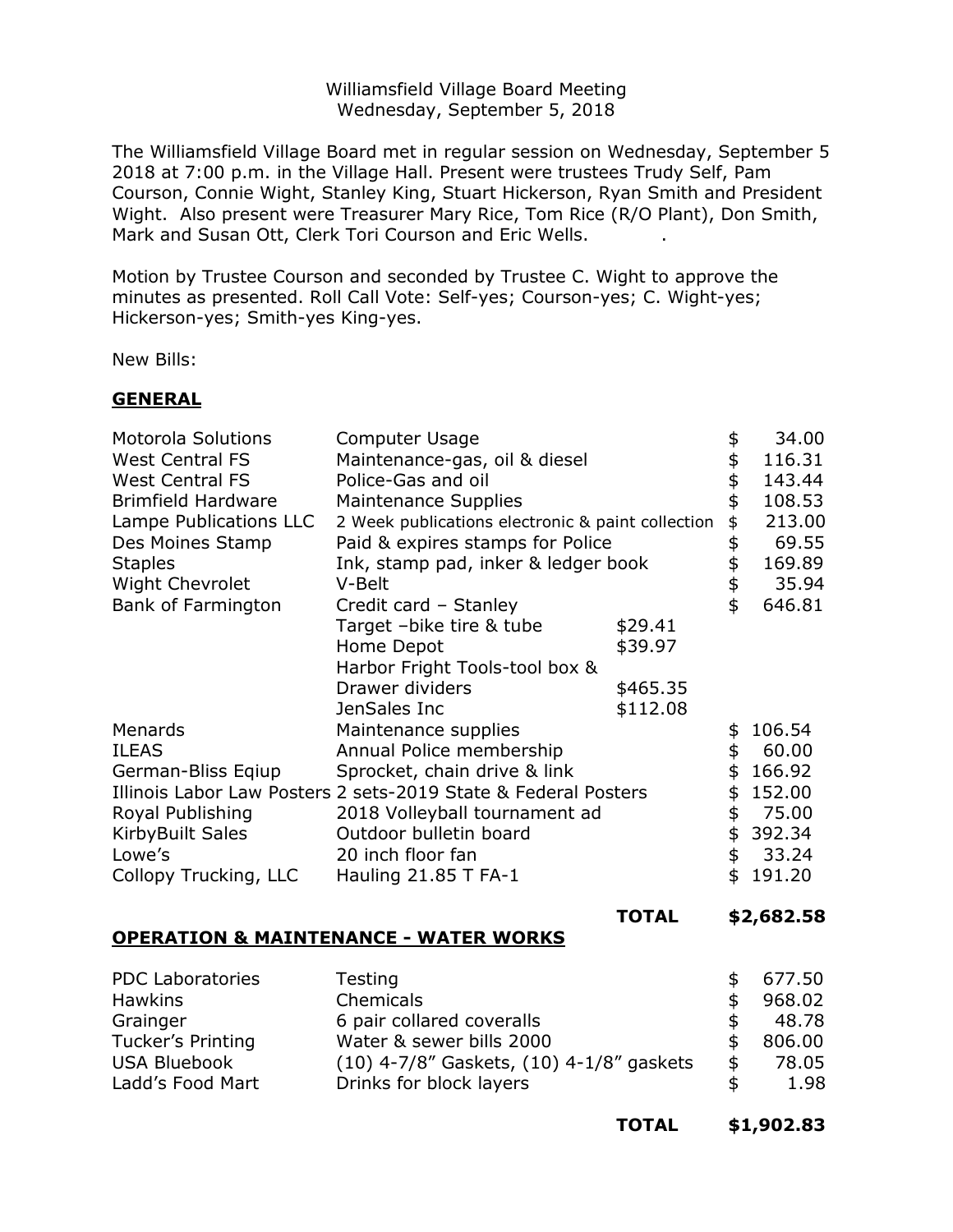Williamsfield Village Board Meeting
Wednesday, September 5, 2018

The Williamsfield Village Board met in regular session on Wednesday, September 5 2018 at 7:00 p.m. in the Village Hall. Present were trustees Trudy Self, Pam Courson, Connie Wight, Stanley King, Stuart Hickerson, Ryan Smith and President Wight. Also present were Treasurer Mary Rice, Tom Rice (R/O Plant), Don Smith, Mark and Susan Ott, Clerk Tori Courson and Eric Wells.

Motion by Trustee Courson and seconded by Trustee C. Wight to approve the minutes as presented. Roll Call Vote: Self-yes; Courson-yes; C. Wight-yes; Hickerson-yes; Smith-yes King-yes.

New Bills:

## GENERAL

| | | | |
|---|---|---|---|
| Motorola Solutions | Computer Usage | | $ 34.00 |
| West Central FS | Maintenance-gas, oil & diesel | | $ 116.31 |
| West Central FS | Police-Gas and oil | | $ 143.44 |
| Brimfield Hardware | Maintenance Supplies | | $ 108.53 |
| Lampe Publications LLC | 2 Week publications electronic & paint collection | | $ 213.00 |
| Des Moines Stamp | Paid & expires stamps for Police | | $ 69.55 |
| Staples | Ink, stamp pad, inker & ledger book | | $ 169.89 |
| Wight Chevrolet | V-Belt | | $ 35.94 |
| Bank of Farmington | Credit card – Stanley | | $ 646.81 |
| | Target –bike tire & tube | $29.41 | |
| | Home Depot | $39.97 | |
| | Harbor Fright Tools-tool box & Drawer dividers | $465.35 | |
| | JenSales Inc | $112.08 | |
| Menards | Maintenance supplies | | $ 106.54 |
| ILEAS | Annual Police membership | | $ 60.00 |
| German-Bliss Eqiup | Sprocket, chain drive & link | | $ 166.92 |
| Illinois Labor Law Posters | 2 sets-2019 State & Federal Posters | | $ 152.00 |
| Royal Publishing | 2018 Volleyball tournament ad | | $ 75.00 |
| KirbyBuilt Sales | Outdoor bulletin board | | $ 392.34 |
| Lowe's | 20 inch floor fan | | $ 33.24 |
| Collopy Trucking, LLC | Hauling 21.85 T FA-1 | | $ 191.20 |
| | | **TOTAL** | **$2,682.58** |

## OPERATION & MAINTENANCE - WATER WORKS

| | | |
|---|---|---|
| PDC Laboratories | Testing | $ 677.50 |
| Hawkins | Chemicals | $ 968.02 |
| Grainger | 6 pair collared coveralls | $ 48.78 |
| Tucker's Printing | Water & sewer bills 2000 | $ 806.00 |
| USA Bluebook | (10) 4-7/8" Gaskets, (10) 4-1/8" gaskets | $ 78.05 |
| Ladd's Food Mart | Drinks for block layers | $ 1.98 |
| | **TOTAL** | **$1,902.83** |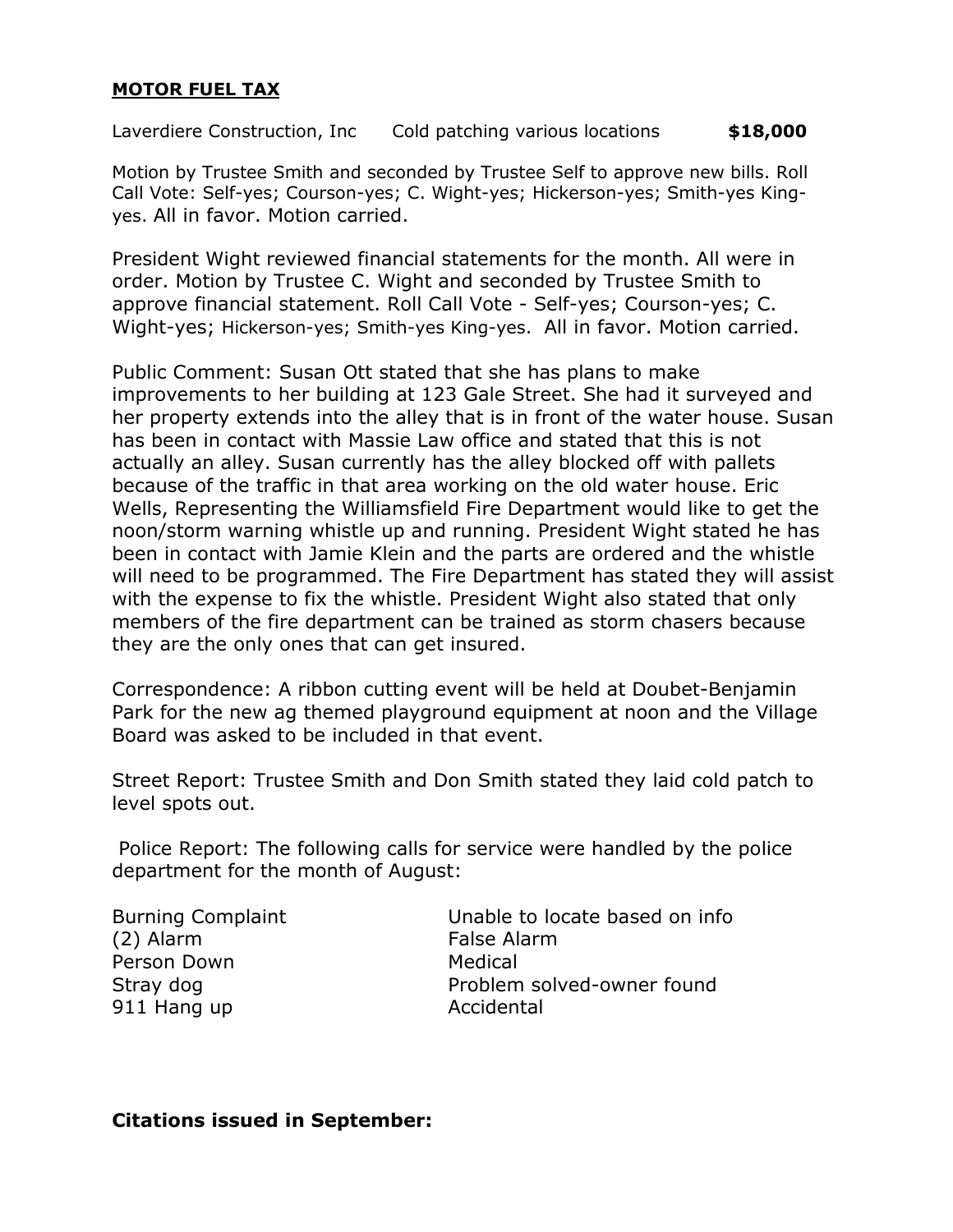**MOTOR FUEL TAX**

| | | |
|---|---|---|
| Laverdiere Construction, Inc | Cold patching various locations | **$18,000** |

Motion by Trustee Smith and seconded by Trustee Self to approve new bills. Roll Call Vote: Self-yes; Courson-yes; C. Wight-yes; Hickerson-yes; Smith-yes King-yes. All in favor. Motion carried.

President Wight reviewed financial statements for the month. All were in order. Motion by Trustee C. Wight and seconded by Trustee Smith to approve financial statement. Roll Call Vote - Self-yes; Courson-yes; C. Wight-yes; Hickerson-yes; Smith-yes King-yes. All in favor. Motion carried.

Public Comment: Susan Ott stated that she has plans to make improvements to her building at 123 Gale Street. She had it surveyed and her property extends into the alley that is in front of the water house. Susan has been in contact with Massie Law office and stated that this is not actually an alley. Susan currently has the alley blocked off with pallets because of the traffic in that area working on the old water house. Eric Wells, Representing the Williamsfield Fire Department would like to get the noon/storm warning whistle up and running. President Wight stated he has been in contact with Jamie Klein and the parts are ordered and the whistle will need to be programmed. The Fire Department has stated they will assist with the expense to fix the whistle. President Wight also stated that only members of the fire department can be trained as storm chasers because they are the only ones that can get insured.

Correspondence: A ribbon cutting event will be held at Doubet-Benjamin Park for the new ag themed playground equipment at noon and the Village Board was asked to be included in that event.

Street Report: Trustee Smith and Don Smith stated they laid cold patch to level spots out.

Police Report: The following calls for service were handled by the police department for the month of August:

| | |
|---|---|
| Burning Complaint | Unable to locate based on info |
| (2) Alarm | False Alarm |
| Person Down | Medical |
| Stray dog | Problem solved-owner found |
| 911 Hang up | Accidental |

**Citations issued in September:**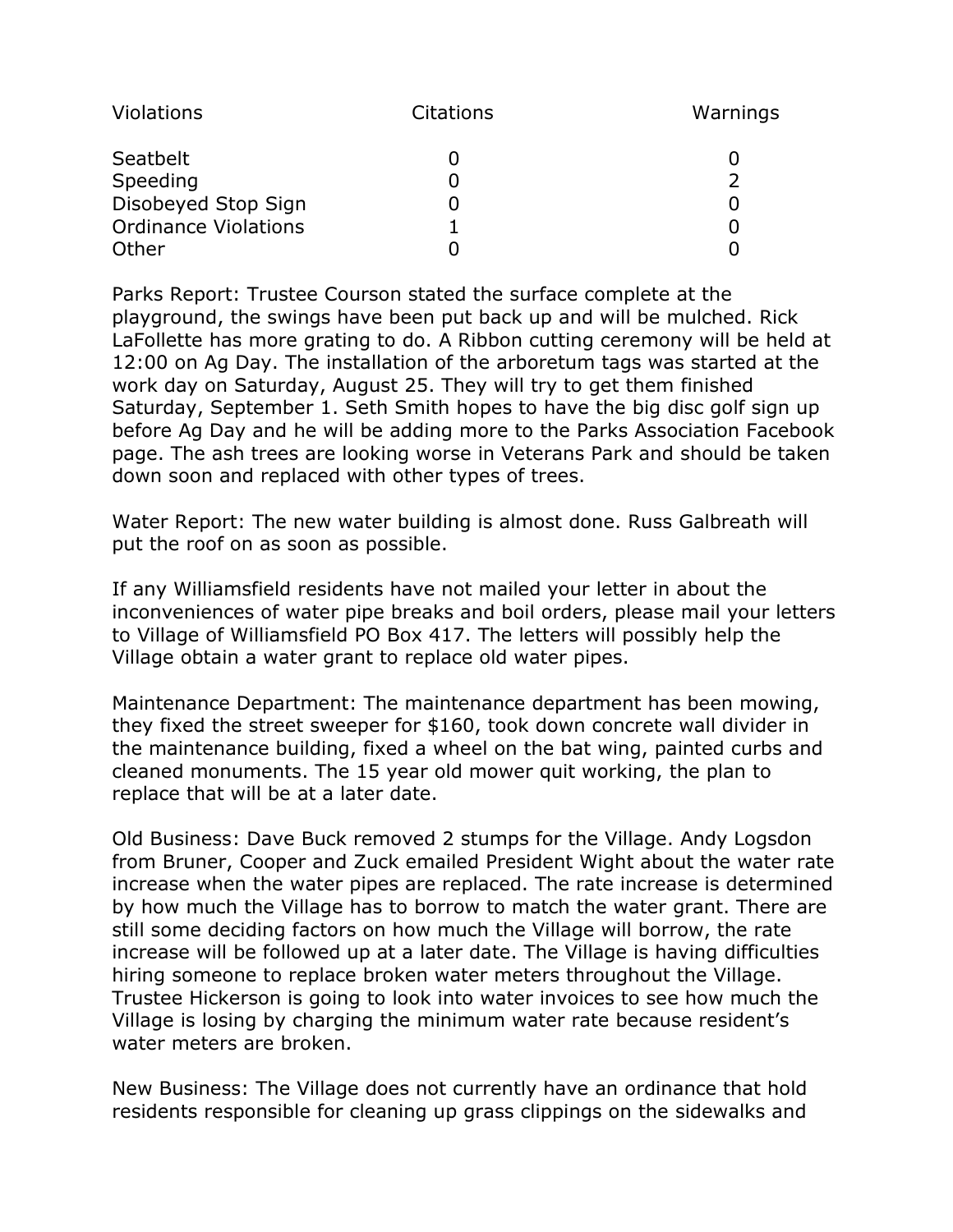| Violations | Citations | Warnings |
|---|---|---|
| Seatbelt | 0 | 0 |
| Speeding | 0 | 2 |
| Disobeyed Stop Sign | 0 | 0 |
| Ordinance Violations | 1 | 0 |
| Other | 0 | 0 |

Parks Report: Trustee Courson stated the surface complete at the playground, the swings have been put back up and will be mulched. Rick LaFollette has more grating to do. A Ribbon cutting ceremony will be held at 12:00 on Ag Day. The installation of the arboretum tags was started at the work day on Saturday, August 25. They will try to get them finished Saturday, September 1. Seth Smith hopes to have the big disc golf sign up before Ag Day and he will be adding more to the Parks Association Facebook page. The ash trees are looking worse in Veterans Park and should be taken down soon and replaced with other types of trees.

Water Report: The new water building is almost done. Russ Galbreath will put the roof on as soon as possible.

If any Williamsfield residents have not mailed your letter in about the inconveniences of water pipe breaks and boil orders, please mail your letters to Village of Williamsfield PO Box 417. The letters will possibly help the Village obtain a water grant to replace old water pipes.

Maintenance Department: The maintenance department has been mowing, they fixed the street sweeper for $160, took down concrete wall divider in the maintenance building, fixed a wheel on the bat wing, painted curbs and cleaned monuments. The 15 year old mower quit working, the plan to replace that will be at a later date.

Old Business: Dave Buck removed 2 stumps for the Village. Andy Logsdon from Bruner, Cooper and Zuck emailed President Wight about the water rate increase when the water pipes are replaced. The rate increase is determined by how much the Village has to borrow to match the water grant. There are still some deciding factors on how much the Village will borrow, the rate increase will be followed up at a later date. The Village is having difficulties hiring someone to replace broken water meters throughout the Village. Trustee Hickerson is going to look into water invoices to see how much the Village is losing by charging the minimum water rate because resident's water meters are broken.

New Business: The Village does not currently have an ordinance that hold residents responsible for cleaning up grass clippings on the sidewalks and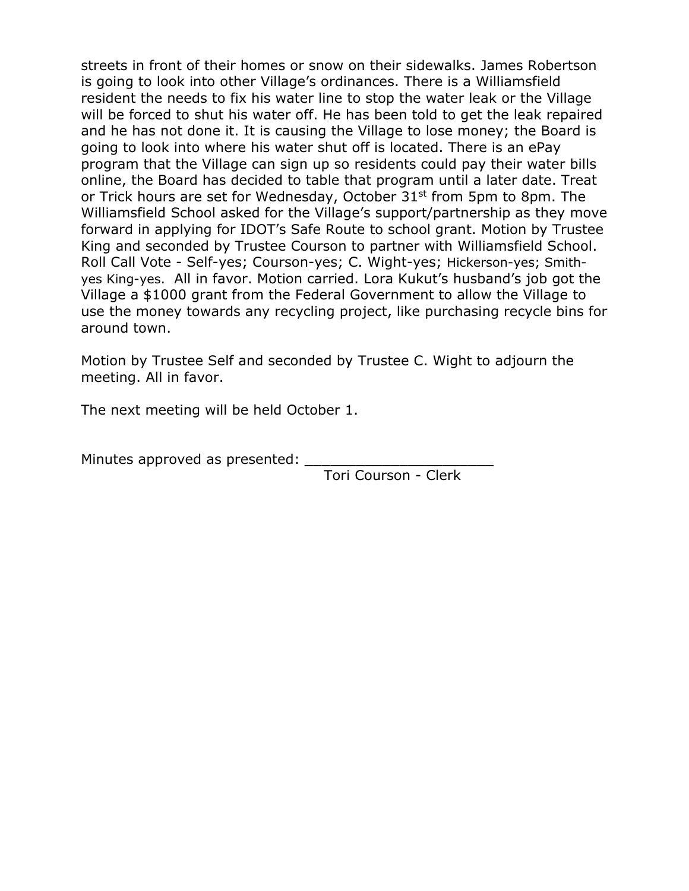streets in front of their homes or snow on their sidewalks. James Robertson is going to look into other Village's ordinances. There is a Williamsfield resident the needs to fix his water line to stop the water leak or the Village will be forced to shut his water off. He has been told to get the leak repaired and he has not done it. It is causing the Village to lose money; the Board is going to look into where his water shut off is located. There is an ePay program that the Village can sign up so residents could pay their water bills online, the Board has decided to table that program until a later date. Treat or Trick hours are set for Wednesday, October 31st from 5pm to 8pm. The Williamsfield School asked for the Village's support/partnership as they move forward in applying for IDOT's Safe Route to school grant. Motion by Trustee King and seconded by Trustee Courson to partner with Williamsfield School. Roll Call Vote - Self-yes; Courson-yes; C. Wight-yes; Hickerson-yes; Smith-yes King-yes. All in favor. Motion carried. Lora Kukut's husband's job got the Village a $1000 grant from the Federal Government to allow the Village to use the money towards any recycling project, like purchasing recycle bins for around town.

Motion by Trustee Self and seconded by Trustee C. Wight to adjourn the meeting. All in favor.

The next meeting will be held October 1.

Minutes approved as presented: ______________________
Tori Courson - Clerk